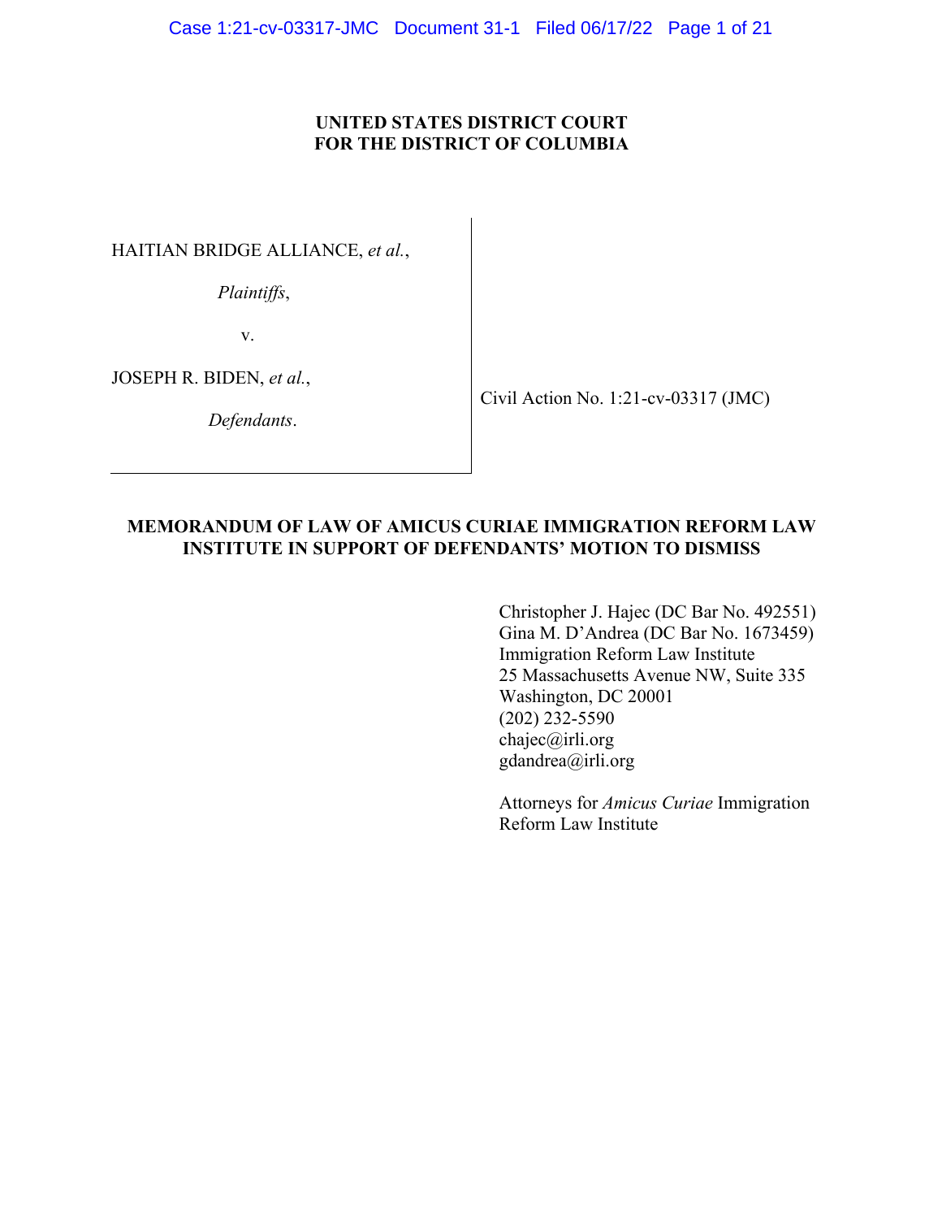**UNITED STATES DISTRICT COURT**
**FOR THE DISTRICT OF COLUMBIA**

HAITIAN BRIDGE ALLIANCE, *et al.*,

*Plaintiffs*,

v.

JOSEPH R. BIDEN, *et al.*,

*Defendants*.

Civil Action No. 1:21-cv-03317 (JMC)

**MEMORANDUM OF LAW OF AMICUS CURIAE IMMIGRATION REFORM LAW INSTITUTE IN SUPPORT OF DEFENDANTS' MOTION TO DISMISS**

Christopher J. Hajec (DC Bar No. 492551)
Gina M. D'Andrea (DC Bar No. 1673459)
Immigration Reform Law Institute
25 Massachusetts Avenue NW, Suite 335
Washington, DC 20001
(202) 232-5590
chajec@irli.org
gdandrea@irli.org

Attorneys for *Amicus Curiae* Immigration Reform Law Institute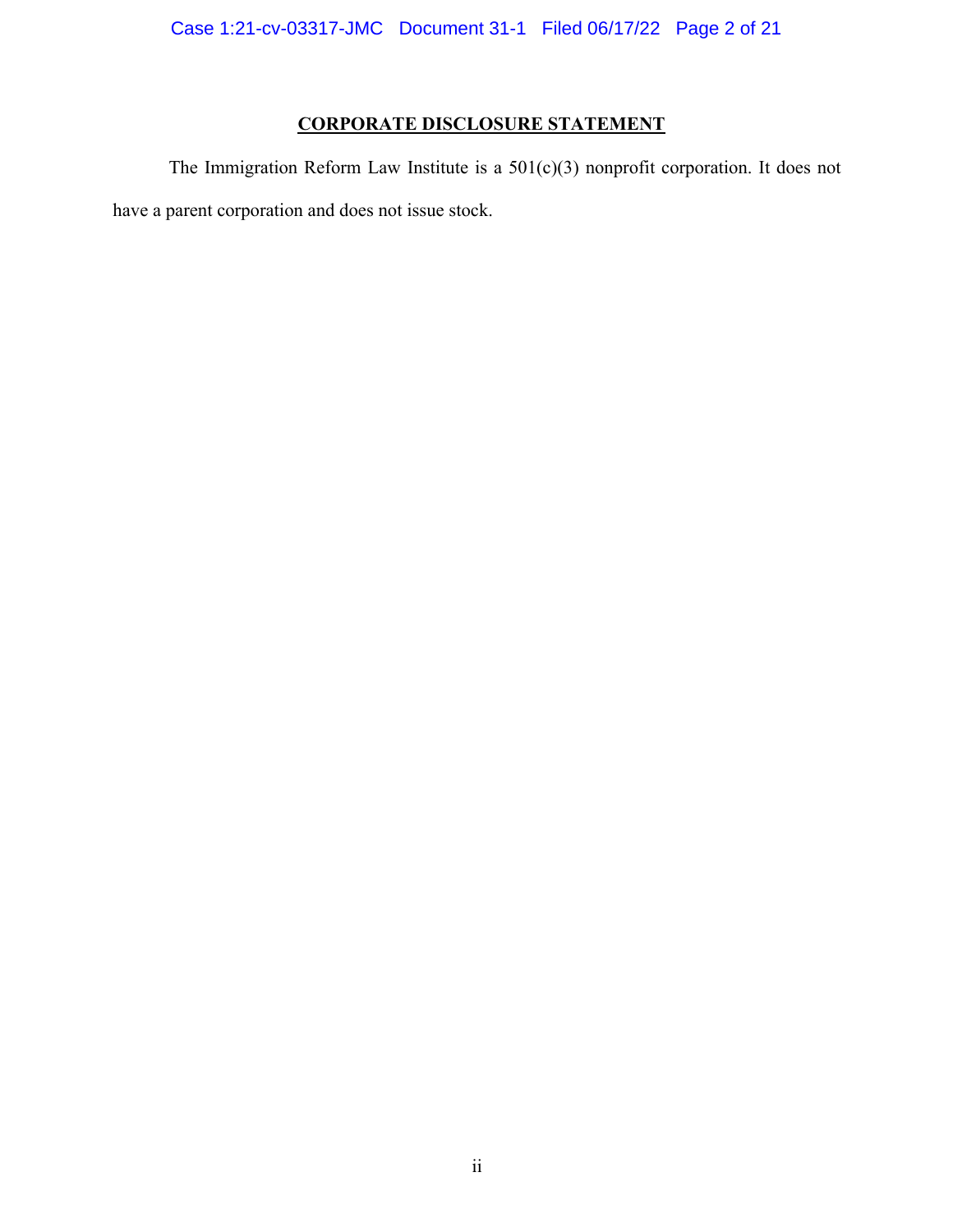## CORPORATE DISCLOSURE STATEMENT

The Immigration Reform Law Institute is a 501(c)(3) nonprofit corporation. It does not have a parent corporation and does not issue stock.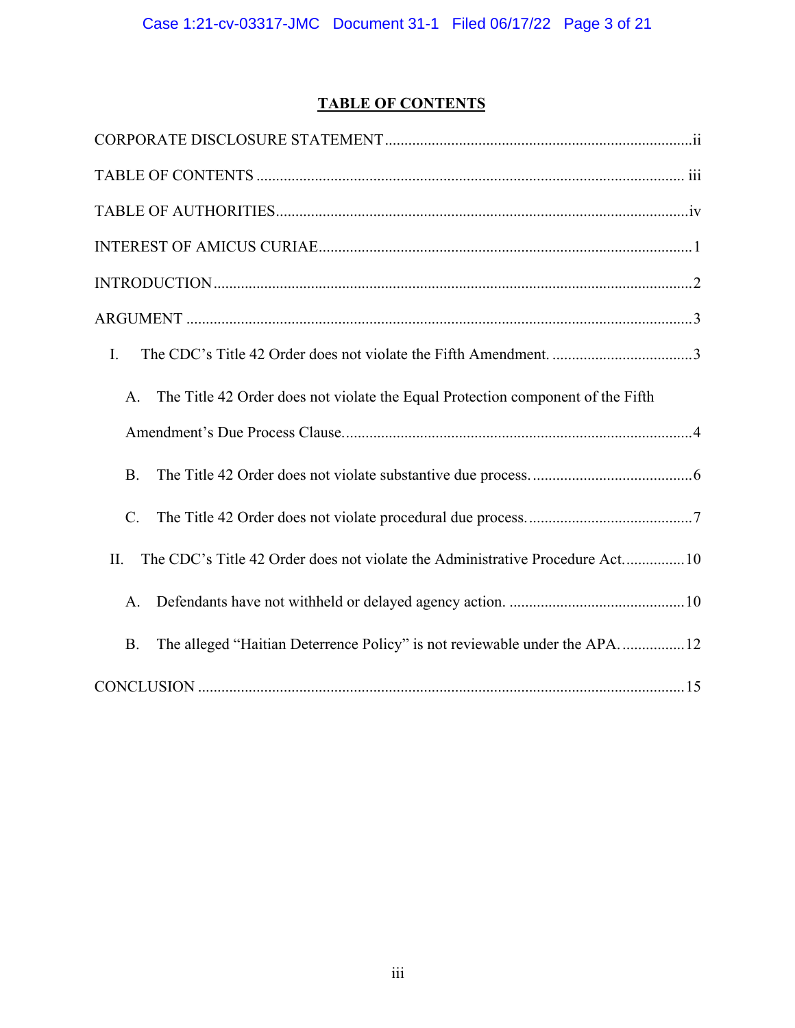# TABLE OF CONTENTS

CORPORATE DISCLOSURE STATEMENT ..... ii

TABLE OF CONTENTS ..... iii

TABLE OF AUTHORITIES ..... iv

INTEREST OF AMICUS CURIAE ..... 1

INTRODUCTION ..... 2

ARGUMENT ..... 3

- I. The CDC's Title 42 Order does not violate the Fifth Amendment. ..... 3
  - A. The Title 42 Order does not violate the Equal Protection component of the Fifth Amendment's Due Process Clause. ..... 4
  - B. The Title 42 Order does not violate substantive due process. ..... 6
  - C. The Title 42 Order does not violate procedural due process. ..... 7
- II. The CDC's Title 42 Order does not violate the Administrative Procedure Act. ..... 10
  - A. Defendants have not withheld or delayed agency action. ..... 10
  - B. The alleged "Haitian Deterrence Policy" is not reviewable under the APA. ..... 12

CONCLUSION ..... 15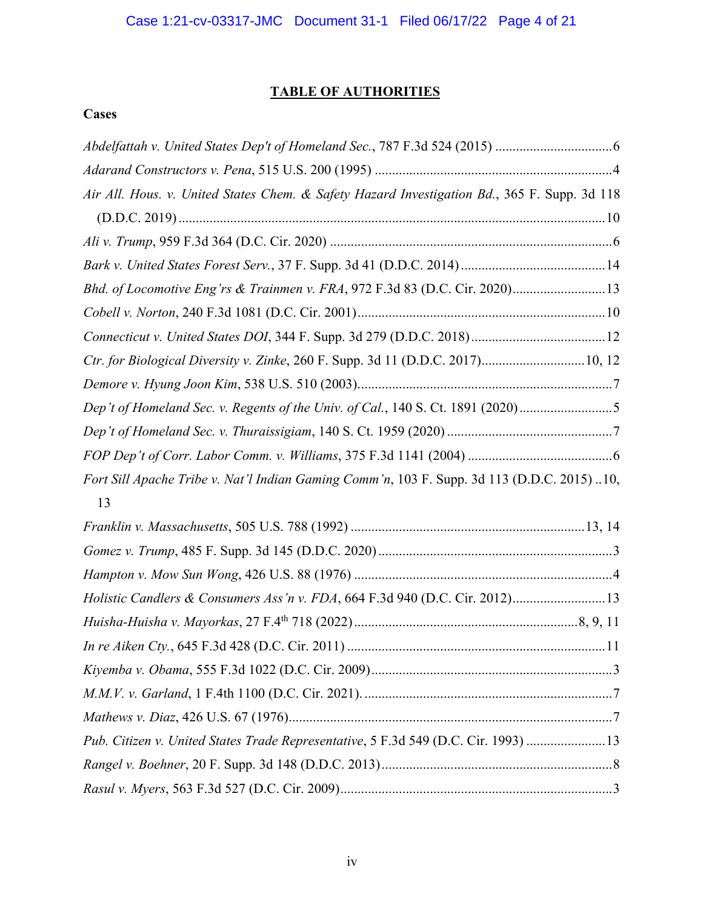## TABLE OF AUTHORITIES

### Cases

*Abdelfattah v. United States Dep't of Homeland Sec.*, 787 F.3d 524 (2015) ....................................6

*Adarand Constructors v. Pena*, 515 U.S. 200 (1995) .......................................................................4

*Air All. Hous. v. United States Chem. & Safety Hazard Investigation Bd.*, 365 F. Supp. 3d 118 (D.D.C. 2019) ..........................................................................................................................10

*Ali v. Trump*, 959 F.3d 364 (D.C. Cir. 2020) ....................................................................................6

*Bark v. United States Forest Serv.*, 37 F. Supp. 3d 41 (D.D.C. 2014) ..........................................14

*Bhd. of Locomotive Eng'rs & Trainmen v. FRA*, 972 F.3d 83 (D.C. Cir. 2020)...........................13

*Cobell v. Norton*, 240 F.3d 1081 (D.C. Cir. 2001).........................................................................10

*Connecticut v. United States DOI*, 344 F. Supp. 3d 279 (D.D.C. 2018).......................................12

*Ctr. for Biological Diversity v. Zinke*, 260 F. Supp. 3d 11 (D.D.C. 2017)..............................10, 12

*Demore v. Hyung Joon Kim*, 538 U.S. 510 (2003)...........................................................................7

*Dep't of Homeland Sec. v. Regents of the Univ. of Cal.*, 140 S. Ct. 1891 (2020)...........................5

*Dep't of Homeland Sec. v. Thuraissigiam*, 140 S. Ct. 1959 (2020) ................................................7

*FOP Dep't of Corr. Labor Comm. v. Williams*, 375 F.3d 1141 (2004) ..........................................6

*Fort Sill Apache Tribe v. Nat'l Indian Gaming Comm'n*, 103 F. Supp. 3d 113 (D.D.C. 2015) ..10, 13

*Franklin v. Massachusetts*, 505 U.S. 788 (1992) ....................................................................13, 14

*Gomez v. Trump*, 485 F. Supp. 3d 145 (D.D.C. 2020) ....................................................................3

*Hampton v. Mow Sun Wong*, 426 U.S. 88 (1976) ...........................................................................4

*Holistic Candlers & Consumers Ass'n v. FDA*, 664 F.3d 940 (D.C. Cir. 2012)...........................13

*Huisha-Huisha v. Mayorkas*, 27 F.4th 718 (2022) .................................................................8, 9, 11

*In re Aiken Cty.*, 645 F.3d 428 (D.C. Cir. 2011) ...........................................................................11

*Kiyemba v. Obama*, 555 F.3d 1022 (D.C. Cir. 2009).......................................................................3

*M.M.V. v. Garland*, 1 F.4th 1100 (D.C. Cir. 2021). ........................................................................7

*Mathews v. Diaz*, 426 U.S. 67 (1976)...............................................................................................7

*Pub. Citizen v. United States Trade Representative*, 5 F.3d 549 (D.C. Cir. 1993) .......................13

*Rangel v. Boehner*, 20 F. Supp. 3d 148 (D.D.C. 2013)....................................................................8

*Rasul v. Myers*, 563 F.3d 527 (D.C. Cir. 2009)................................................................................3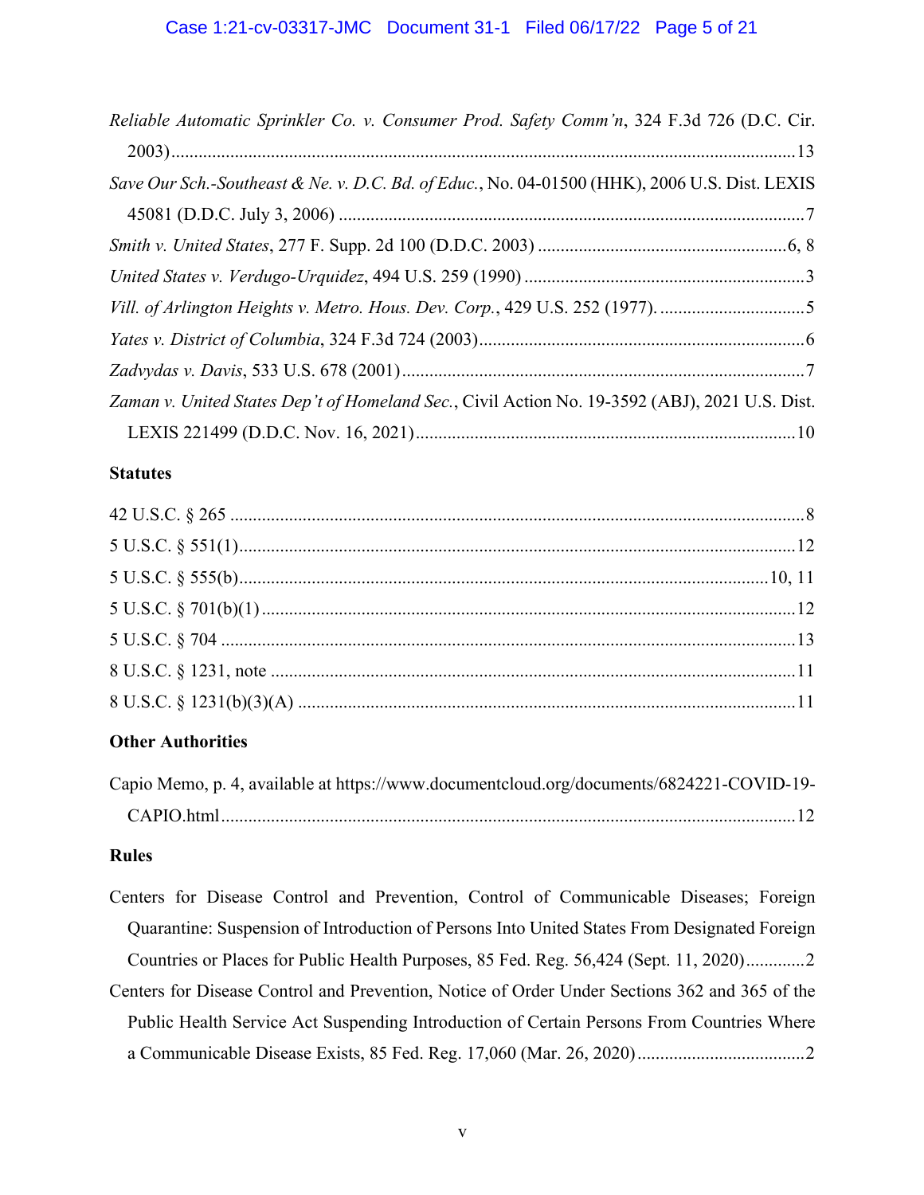*Reliable Automatic Sprinkler Co. v. Consumer Prod. Safety Comm'n*, 324 F.3d 726 (D.C. Cir. 2003)........................................................................................................................13

*Save Our Sch.-Southeast & Ne. v. D.C. Bd. of Educ.*, No. 04-01500 (HHK), 2006 U.S. Dist. LEXIS 45081 (D.D.C. July 3, 2006) ......................................................................................................7

*Smith v. United States*, 277 F. Supp. 2d 100 (D.D.C. 2003) .......................................................6, 8

*United States v. Verdugo-Urquidez*, 494 U.S. 259 (1990) .............................................................3

*Vill. of Arlington Heights v. Metro. Hous. Dev. Corp.*, 429 U.S. 252 (1977). ................................5

*Yates v. District of Columbia*, 324 F.3d 724 (2003).......................................................................6

*Zadvydas v. Davis*, 533 U.S. 678 (2001).........................................................................................7

*Zaman v. United States Dep't of Homeland Sec.*, Civil Action No. 19-3592 (ABJ), 2021 U.S. Dist. LEXIS 221499 (D.D.C. Nov. 16, 2021)...................................................................................10

**Statutes**

42 U.S.C. § 265 ..............................................................................................................................8

5 U.S.C. § 551(1)..........................................................................................................................12

5 U.S.C. § 555(b)....................................................................................................................10, 11

5 U.S.C. § 701(b)(1) ......................................................................................................................12

5 U.S.C. § 704 ...............................................................................................................................13

8 U.S.C. § 1231, note ....................................................................................................................11

8 U.S.C. § 1231(b)(3)(A) ..............................................................................................................11

**Other Authorities**

Capio Memo, p. 4, available at https://www.documentcloud.org/documents/6824221-COVID-19-CAPIO.html..............................................................................................................................12

**Rules**

Centers for Disease Control and Prevention, Control of Communicable Diseases; Foreign Quarantine: Suspension of Introduction of Persons Into United States From Designated Foreign Countries or Places for Public Health Purposes, 85 Fed. Reg. 56,424 (Sept. 11, 2020).............2

Centers for Disease Control and Prevention, Notice of Order Under Sections 362 and 365 of the Public Health Service Act Suspending Introduction of Certain Persons From Countries Where a Communicable Disease Exists, 85 Fed. Reg. 17,060 (Mar. 26, 2020).....................................2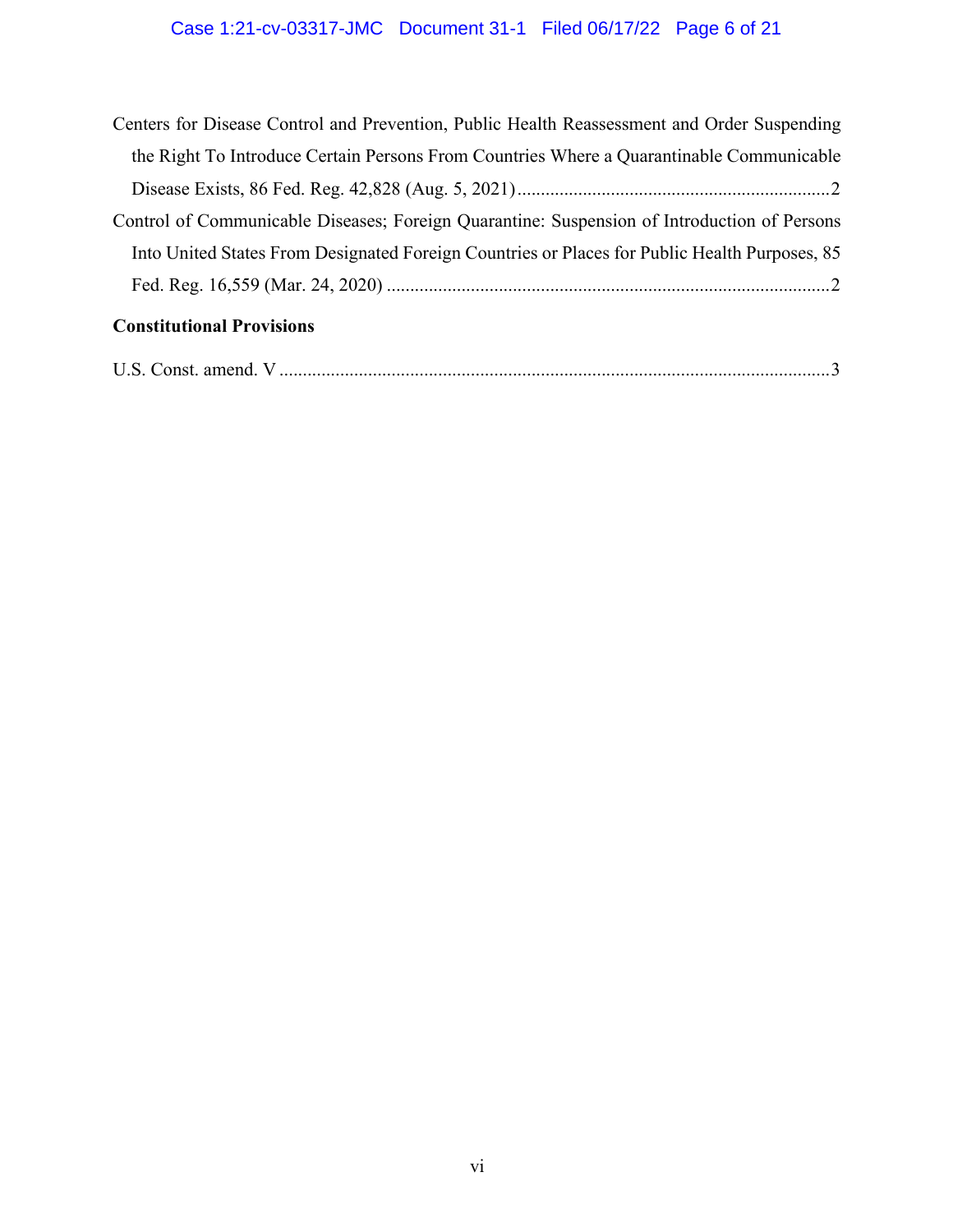Centers for Disease Control and Prevention, Public Health Reassessment and Order Suspending the Right To Introduce Certain Persons From Countries Where a Quarantinable Communicable Disease Exists, 86 Fed. Reg. 42,828 (Aug. 5, 2021) .................................................................. 2

Control of Communicable Diseases; Foreign Quarantine: Suspension of Introduction of Persons Into United States From Designated Foreign Countries or Places for Public Health Purposes, 85 Fed. Reg. 16,559 (Mar. 24, 2020) .............................................................................................. 2

**Constitutional Provisions**

U.S. Const. amend. V ..................................................................................................................... 3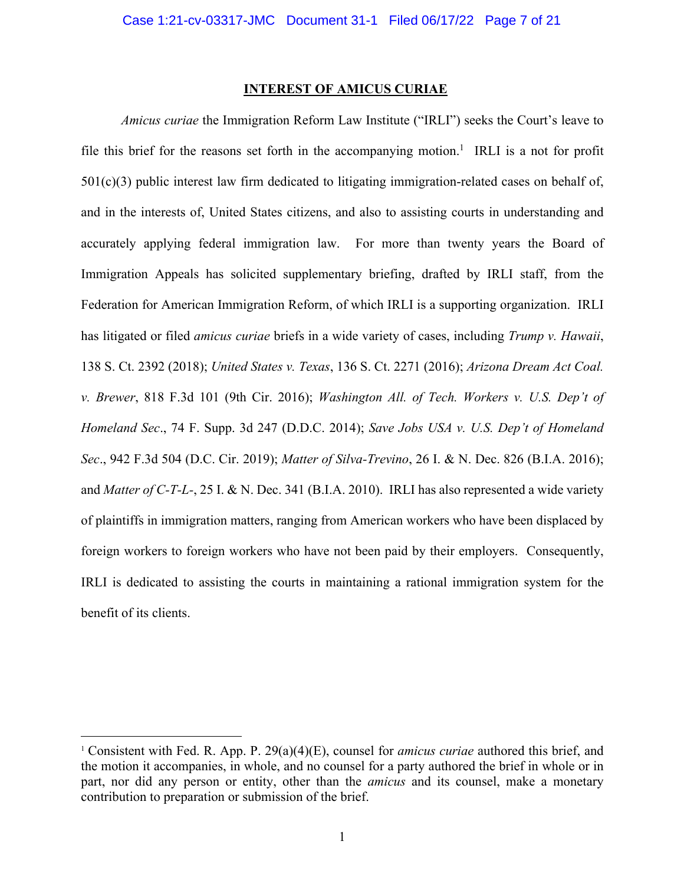## INTEREST OF AMICUS CURIAE

*Amicus curiae* the Immigration Reform Law Institute ("IRLI") seeks the Court's leave to file this brief for the reasons set forth in the accompanying motion.[1] IRLI is a not for profit 501(c)(3) public interest law firm dedicated to litigating immigration-related cases on behalf of, and in the interests of, United States citizens, and also to assisting courts in understanding and accurately applying federal immigration law. For more than twenty years the Board of Immigration Appeals has solicited supplementary briefing, drafted by IRLI staff, from the Federation for American Immigration Reform, of which IRLI is a supporting organization. IRLI has litigated or filed *amicus curiae* briefs in a wide variety of cases, including *Trump v. Hawaii*, 138 S. Ct. 2392 (2018); *United States v. Texas*, 136 S. Ct. 2271 (2016); *Arizona Dream Act Coal. v. Brewer*, 818 F.3d 101 (9th Cir. 2016); *Washington All. of Tech. Workers v. U.S. Dep't of Homeland Sec*., 74 F. Supp. 3d 247 (D.D.C. 2014); *Save Jobs USA v. U.S. Dep't of Homeland Sec*., 942 F.3d 504 (D.C. Cir. 2019); *Matter of Silva-Trevino*, 26 I. & N. Dec. 826 (B.I.A. 2016); and *Matter of C-T-L-*, 25 I. & N. Dec. 341 (B.I.A. 2010). IRLI has also represented a wide variety of plaintiffs in immigration matters, ranging from American workers who have been displaced by foreign workers to foreign workers who have not been paid by their employers. Consequently, IRLI is dedicated to assisting the courts in maintaining a rational immigration system for the benefit of its clients.

---

[1] Consistent with Fed. R. App. P. 29(a)(4)(E), counsel for *amicus curiae* authored this brief, and the motion it accompanies, in whole, and no counsel for a party authored the brief in whole or in part, nor did any person or entity, other than the *amicus* and its counsel, make a monetary contribution to preparation or submission of the brief.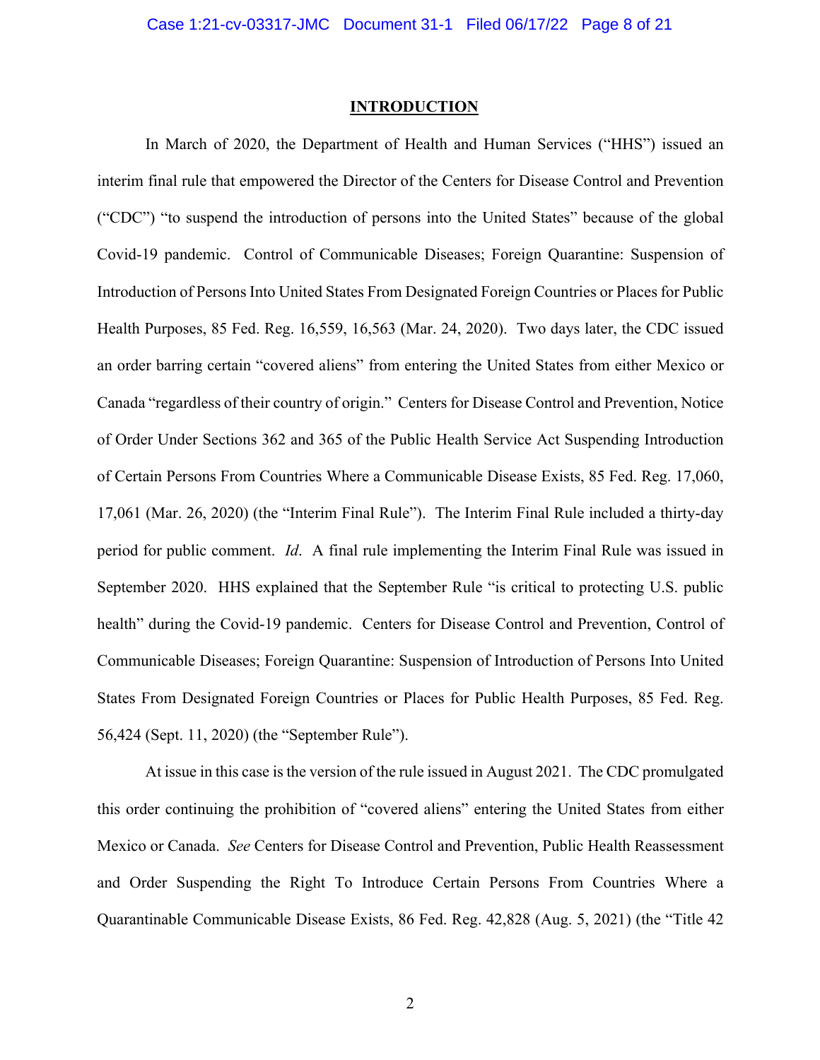## INTRODUCTION

In March of 2020, the Department of Health and Human Services ("HHS") issued an interim final rule that empowered the Director of the Centers for Disease Control and Prevention ("CDC") "to suspend the introduction of persons into the United States" because of the global Covid-19 pandemic. Control of Communicable Diseases; Foreign Quarantine: Suspension of Introduction of Persons Into United States From Designated Foreign Countries or Places for Public Health Purposes, 85 Fed. Reg. 16,559, 16,563 (Mar. 24, 2020). Two days later, the CDC issued an order barring certain "covered aliens" from entering the United States from either Mexico or Canada "regardless of their country of origin." Centers for Disease Control and Prevention, Notice of Order Under Sections 362 and 365 of the Public Health Service Act Suspending Introduction of Certain Persons From Countries Where a Communicable Disease Exists, 85 Fed. Reg. 17,060, 17,061 (Mar. 26, 2020) (the "Interim Final Rule"). The Interim Final Rule included a thirty-day period for public comment. *Id*. A final rule implementing the Interim Final Rule was issued in September 2020. HHS explained that the September Rule "is critical to protecting U.S. public health" during the Covid-19 pandemic. Centers for Disease Control and Prevention, Control of Communicable Diseases; Foreign Quarantine: Suspension of Introduction of Persons Into United States From Designated Foreign Countries or Places for Public Health Purposes, 85 Fed. Reg. 56,424 (Sept. 11, 2020) (the "September Rule").

At issue in this case is the version of the rule issued in August 2021. The CDC promulgated this order continuing the prohibition of "covered aliens" entering the United States from either Mexico or Canada. *See* Centers for Disease Control and Prevention, Public Health Reassessment and Order Suspending the Right To Introduce Certain Persons From Countries Where a Quarantinable Communicable Disease Exists, 86 Fed. Reg. 42,828 (Aug. 5, 2021) (the "Title 42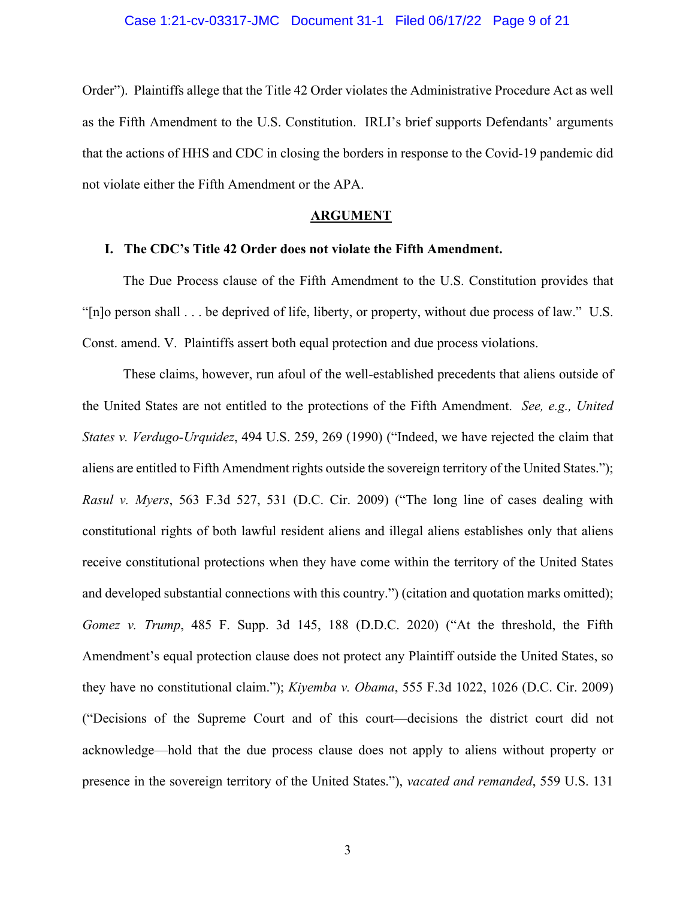Order"). Plaintiffs allege that the Title 42 Order violates the Administrative Procedure Act as well as the Fifth Amendment to the U.S. Constitution. IRLI's brief supports Defendants' arguments that the actions of HHS and CDC in closing the borders in response to the Covid-19 pandemic did not violate either the Fifth Amendment or the APA.

## ARGUMENT

### I. The CDC's Title 42 Order does not violate the Fifth Amendment.

The Due Process clause of the Fifth Amendment to the U.S. Constitution provides that "[n]o person shall . . . be deprived of life, liberty, or property, without due process of law." U.S. Const. amend. V. Plaintiffs assert both equal protection and due process violations.

These claims, however, run afoul of the well-established precedents that aliens outside of the United States are not entitled to the protections of the Fifth Amendment. *See, e.g., United States v. Verdugo-Urquidez*, 494 U.S. 259, 269 (1990) ("Indeed, we have rejected the claim that aliens are entitled to Fifth Amendment rights outside the sovereign territory of the United States."); *Rasul v. Myers*, 563 F.3d 527, 531 (D.C. Cir. 2009) ("The long line of cases dealing with constitutional rights of both lawful resident aliens and illegal aliens establishes only that aliens receive constitutional protections when they have come within the territory of the United States and developed substantial connections with this country.") (citation and quotation marks omitted); *Gomez v. Trump*, 485 F. Supp. 3d 145, 188 (D.D.C. 2020) ("At the threshold, the Fifth Amendment's equal protection clause does not protect any Plaintiff outside the United States, so they have no constitutional claim."); *Kiyemba v. Obama*, 555 F.3d 1022, 1026 (D.C. Cir. 2009) ("Decisions of the Supreme Court and of this court—decisions the district court did not acknowledge—hold that the due process clause does not apply to aliens without property or presence in the sovereign territory of the United States."), *vacated and remanded*, 559 U.S. 131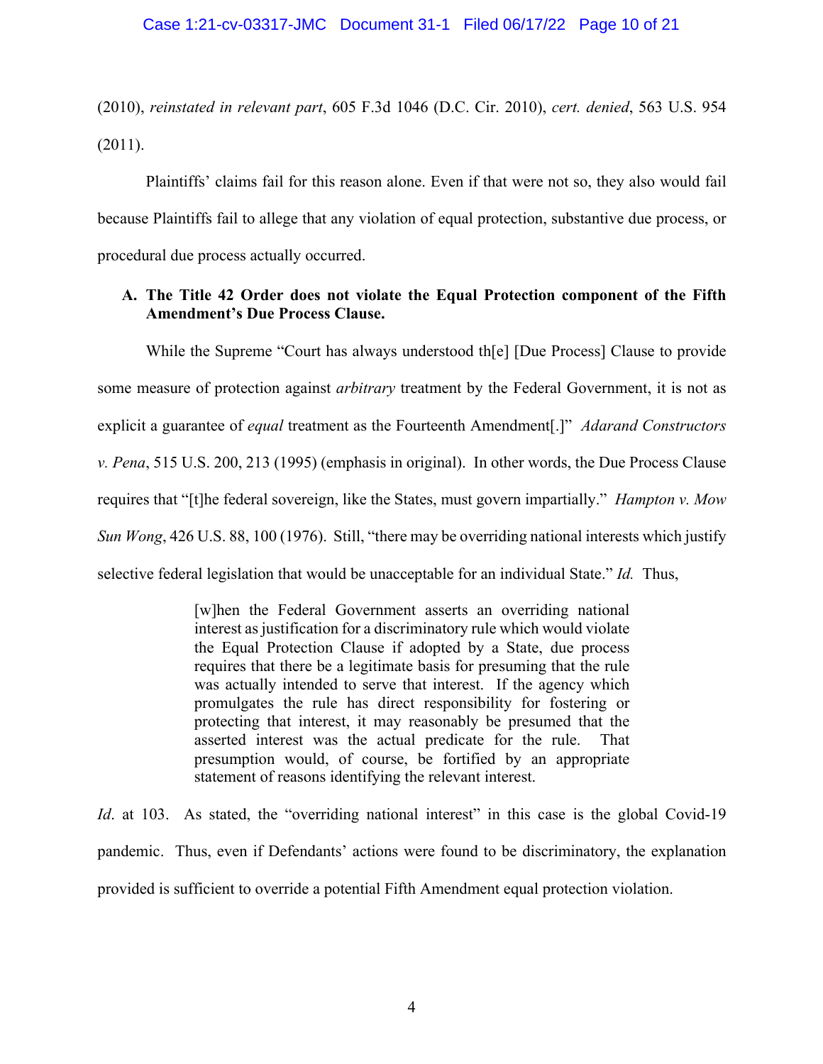(2010), *reinstated in relevant part*, 605 F.3d 1046 (D.C. Cir. 2010), *cert. denied*, 563 U.S. 954 (2011).

Plaintiffs' claims fail for this reason alone. Even if that were not so, they also would fail because Plaintiffs fail to allege that any violation of equal protection, substantive due process, or procedural due process actually occurred.

**A. The Title 42 Order does not violate the Equal Protection component of the Fifth Amendment's Due Process Clause.**

While the Supreme "Court has always understood th[e] [Due Process] Clause to provide some measure of protection against *arbitrary* treatment by the Federal Government, it is not as explicit a guarantee of *equal* treatment as the Fourteenth Amendment[.]" *Adarand Constructors v. Pena*, 515 U.S. 200, 213 (1995) (emphasis in original). In other words, the Due Process Clause requires that "[t]he federal sovereign, like the States, must govern impartially." *Hampton v. Mow Sun Wong*, 426 U.S. 88, 100 (1976). Still, "there may be overriding national interests which justify selective federal legislation that would be unacceptable for an individual State." *Id.* Thus,

> [w]hen the Federal Government asserts an overriding national interest as justification for a discriminatory rule which would violate the Equal Protection Clause if adopted by a State, due process requires that there be a legitimate basis for presuming that the rule was actually intended to serve that interest. If the agency which promulgates the rule has direct responsibility for fostering or protecting that interest, it may reasonably be presumed that the asserted interest was the actual predicate for the rule. That presumption would, of course, be fortified by an appropriate statement of reasons identifying the relevant interest.

*Id*. at 103. As stated, the "overriding national interest" in this case is the global Covid-19 pandemic. Thus, even if Defendants' actions were found to be discriminatory, the explanation provided is sufficient to override a potential Fifth Amendment equal protection violation.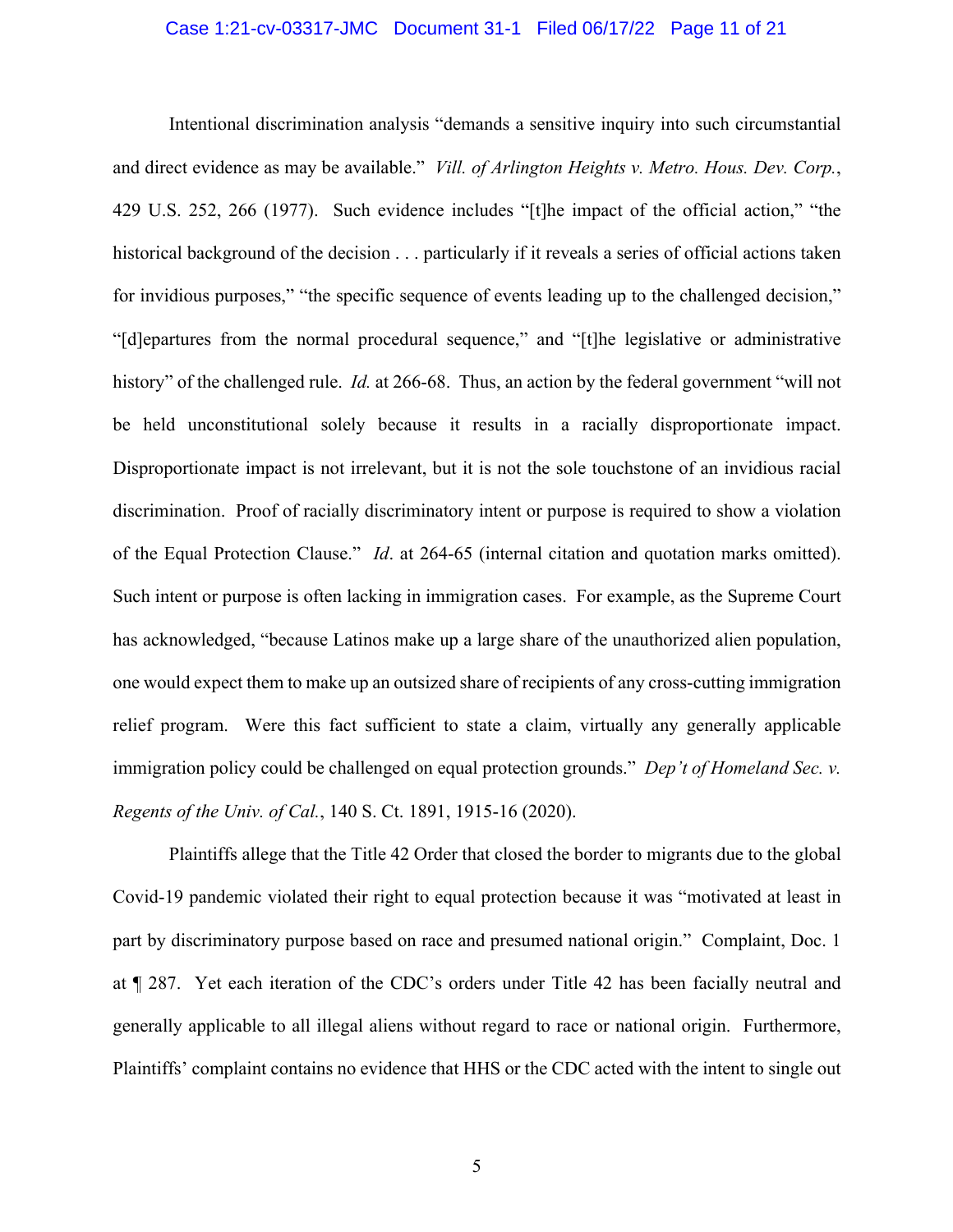Intentional discrimination analysis "demands a sensitive inquiry into such circumstantial and direct evidence as may be available." *Vill. of Arlington Heights v. Metro. Hous. Dev. Corp.*, 429 U.S. 252, 266 (1977). Such evidence includes "[t]he impact of the official action," "the historical background of the decision . . . particularly if it reveals a series of official actions taken for invidious purposes," "the specific sequence of events leading up to the challenged decision," "[d]epartures from the normal procedural sequence," and "[t]he legislative or administrative history" of the challenged rule. *Id.* at 266-68. Thus, an action by the federal government "will not be held unconstitutional solely because it results in a racially disproportionate impact. Disproportionate impact is not irrelevant, but it is not the sole touchstone of an invidious racial discrimination. Proof of racially discriminatory intent or purpose is required to show a violation of the Equal Protection Clause." *Id*. at 264-65 (internal citation and quotation marks omitted). Such intent or purpose is often lacking in immigration cases. For example, as the Supreme Court has acknowledged, "because Latinos make up a large share of the unauthorized alien population, one would expect them to make up an outsized share of recipients of any cross-cutting immigration relief program. Were this fact sufficient to state a claim, virtually any generally applicable immigration policy could be challenged on equal protection grounds." *Dep't of Homeland Sec. v. Regents of the Univ. of Cal.*, 140 S. Ct. 1891, 1915-16 (2020).

Plaintiffs allege that the Title 42 Order that closed the border to migrants due to the global Covid-19 pandemic violated their right to equal protection because it was "motivated at least in part by discriminatory purpose based on race and presumed national origin." Complaint, Doc. 1 at ¶ 287. Yet each iteration of the CDC's orders under Title 42 has been facially neutral and generally applicable to all illegal aliens without regard to race or national origin. Furthermore, Plaintiffs' complaint contains no evidence that HHS or the CDC acted with the intent to single out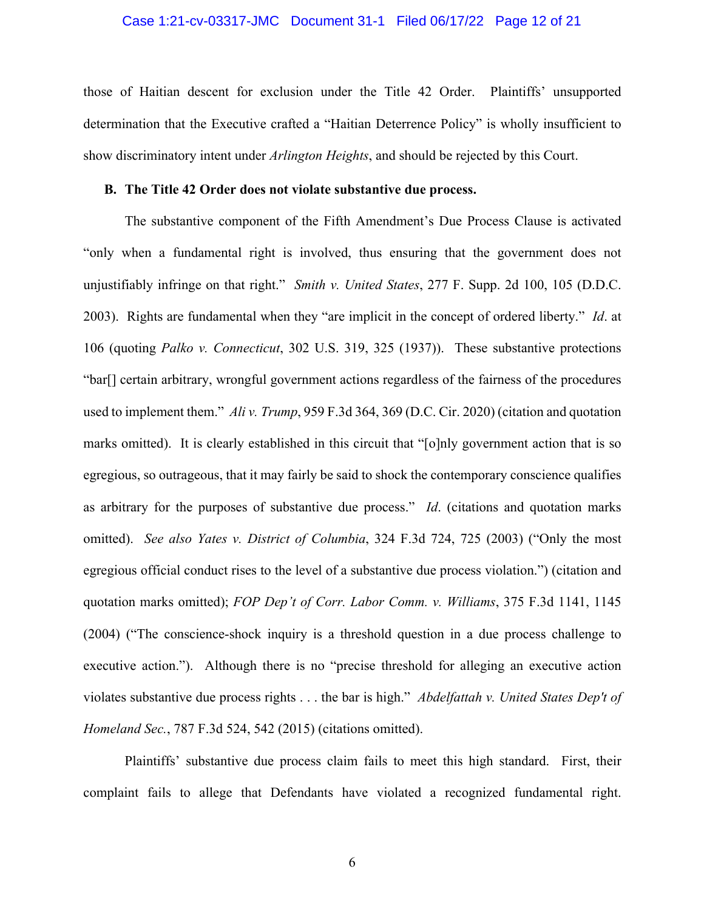those of Haitian descent for exclusion under the Title 42 Order. Plaintiffs' unsupported determination that the Executive crafted a "Haitian Deterrence Policy" is wholly insufficient to show discriminatory intent under *Arlington Heights*, and should be rejected by this Court.

**B. The Title 42 Order does not violate substantive due process.**

The substantive component of the Fifth Amendment's Due Process Clause is activated "only when a fundamental right is involved, thus ensuring that the government does not unjustifiably infringe on that right." *Smith v. United States*, 277 F. Supp. 2d 100, 105 (D.D.C. 2003). Rights are fundamental when they "are implicit in the concept of ordered liberty." *Id*. at 106 (quoting *Palko v. Connecticut*, 302 U.S. 319, 325 (1937)). These substantive protections "bar[] certain arbitrary, wrongful government actions regardless of the fairness of the procedures used to implement them." *Ali v. Trump*, 959 F.3d 364, 369 (D.C. Cir. 2020) (citation and quotation marks omitted). It is clearly established in this circuit that "[o]nly government action that is so egregious, so outrageous, that it may fairly be said to shock the contemporary conscience qualifies as arbitrary for the purposes of substantive due process." *Id*. (citations and quotation marks omitted). *See also Yates v. District of Columbia*, 324 F.3d 724, 725 (2003) ("Only the most egregious official conduct rises to the level of a substantive due process violation.") (citation and quotation marks omitted); *FOP Dep't of Corr. Labor Comm. v. Williams*, 375 F.3d 1141, 1145 (2004) ("The conscience-shock inquiry is a threshold question in a due process challenge to executive action."). Although there is no "precise threshold for alleging an executive action violates substantive due process rights . . . the bar is high." *Abdelfattah v. United States Dep't of Homeland Sec.*, 787 F.3d 524, 542 (2015) (citations omitted).

Plaintiffs' substantive due process claim fails to meet this high standard. First, their complaint fails to allege that Defendants have violated a recognized fundamental right.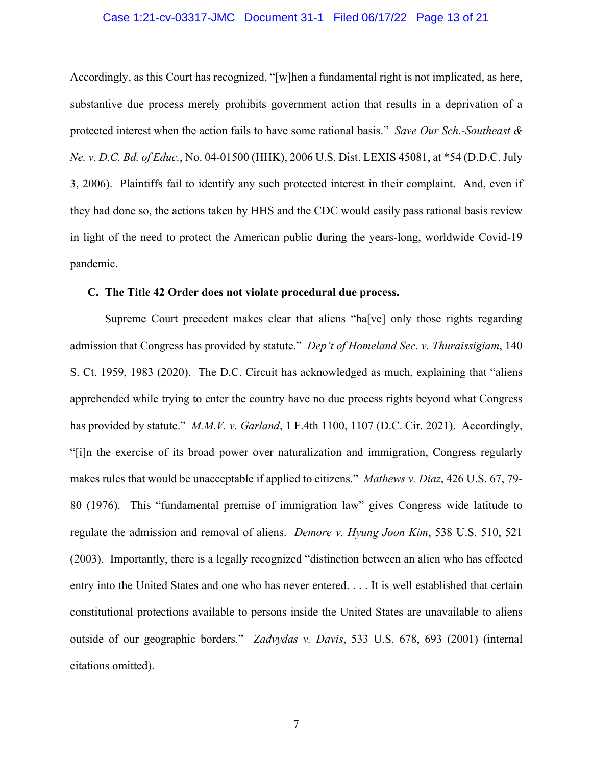Accordingly, as this Court has recognized, "[w]hen a fundamental right is not implicated, as here, substantive due process merely prohibits government action that results in a deprivation of a protected interest when the action fails to have some rational basis." *Save Our Sch.-Southeast & Ne. v. D.C. Bd. of Educ.*, No. 04-01500 (HHK), 2006 U.S. Dist. LEXIS 45081, at *54 (D.D.C. July 3, 2006). Plaintiffs fail to identify any such protected interest in their complaint. And, even if they had done so, the actions taken by HHS and the CDC would easily pass rational basis review in light of the need to protect the American public during the years-long, worldwide Covid-19 pandemic.

**C. The Title 42 Order does not violate procedural due process.**

Supreme Court precedent makes clear that aliens "ha[ve] only those rights regarding admission that Congress has provided by statute." *Dep't of Homeland Sec. v. Thuraissigiam*, 140 S. Ct. 1959, 1983 (2020). The D.C. Circuit has acknowledged as much, explaining that "aliens apprehended while trying to enter the country have no due process rights beyond what Congress has provided by statute." *M.M.V. v. Garland*, 1 F.4th 1100, 1107 (D.C. Cir. 2021). Accordingly, "[i]n the exercise of its broad power over naturalization and immigration, Congress regularly makes rules that would be unacceptable if applied to citizens." *Mathews v. Diaz*, 426 U.S. 67, 79-80 (1976). This "fundamental premise of immigration law" gives Congress wide latitude to regulate the admission and removal of aliens. *Demore v. Hyung Joon Kim*, 538 U.S. 510, 521 (2003). Importantly, there is a legally recognized "distinction between an alien who has effected entry into the United States and one who has never entered. . . . It is well established that certain constitutional protections available to persons inside the United States are unavailable to aliens outside of our geographic borders." *Zadvydas v. Davis*, 533 U.S. 678, 693 (2001) (internal citations omitted).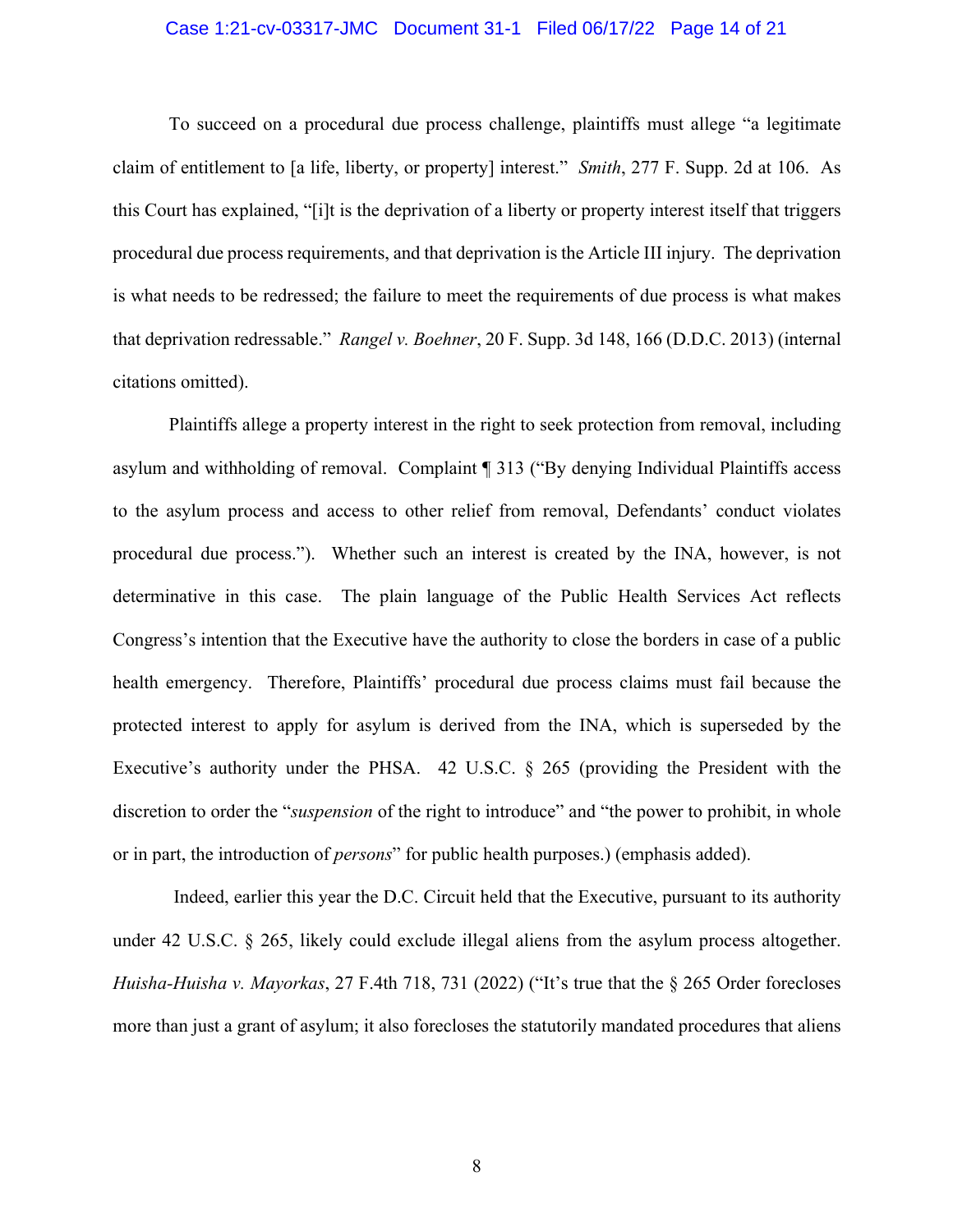To succeed on a procedural due process challenge, plaintiffs must allege "a legitimate claim of entitlement to [a life, liberty, or property] interest." *Smith*, 277 F. Supp. 2d at 106. As this Court has explained, "[i]t is the deprivation of a liberty or property interest itself that triggers procedural due process requirements, and that deprivation is the Article III injury. The deprivation is what needs to be redressed; the failure to meet the requirements of due process is what makes that deprivation redressable." *Rangel v. Boehner*, 20 F. Supp. 3d 148, 166 (D.D.C. 2013) (internal citations omitted).

Plaintiffs allege a property interest in the right to seek protection from removal, including asylum and withholding of removal. Complaint ¶ 313 ("By denying Individual Plaintiffs access to the asylum process and access to other relief from removal, Defendants' conduct violates procedural due process."). Whether such an interest is created by the INA, however, is not determinative in this case. The plain language of the Public Health Services Act reflects Congress's intention that the Executive have the authority to close the borders in case of a public health emergency. Therefore, Plaintiffs' procedural due process claims must fail because the protected interest to apply for asylum is derived from the INA, which is superseded by the Executive's authority under the PHSA. 42 U.S.C. § 265 (providing the President with the discretion to order the "*suspension* of the right to introduce" and "the power to prohibit, in whole or in part, the introduction of *persons*" for public health purposes.) (emphasis added).

Indeed, earlier this year the D.C. Circuit held that the Executive, pursuant to its authority under 42 U.S.C. § 265, likely could exclude illegal aliens from the asylum process altogether. *Huisha-Huisha v. Mayorkas*, 27 F.4th 718, 731 (2022) ("It's true that the § 265 Order forecloses more than just a grant of asylum; it also forecloses the statutorily mandated procedures that aliens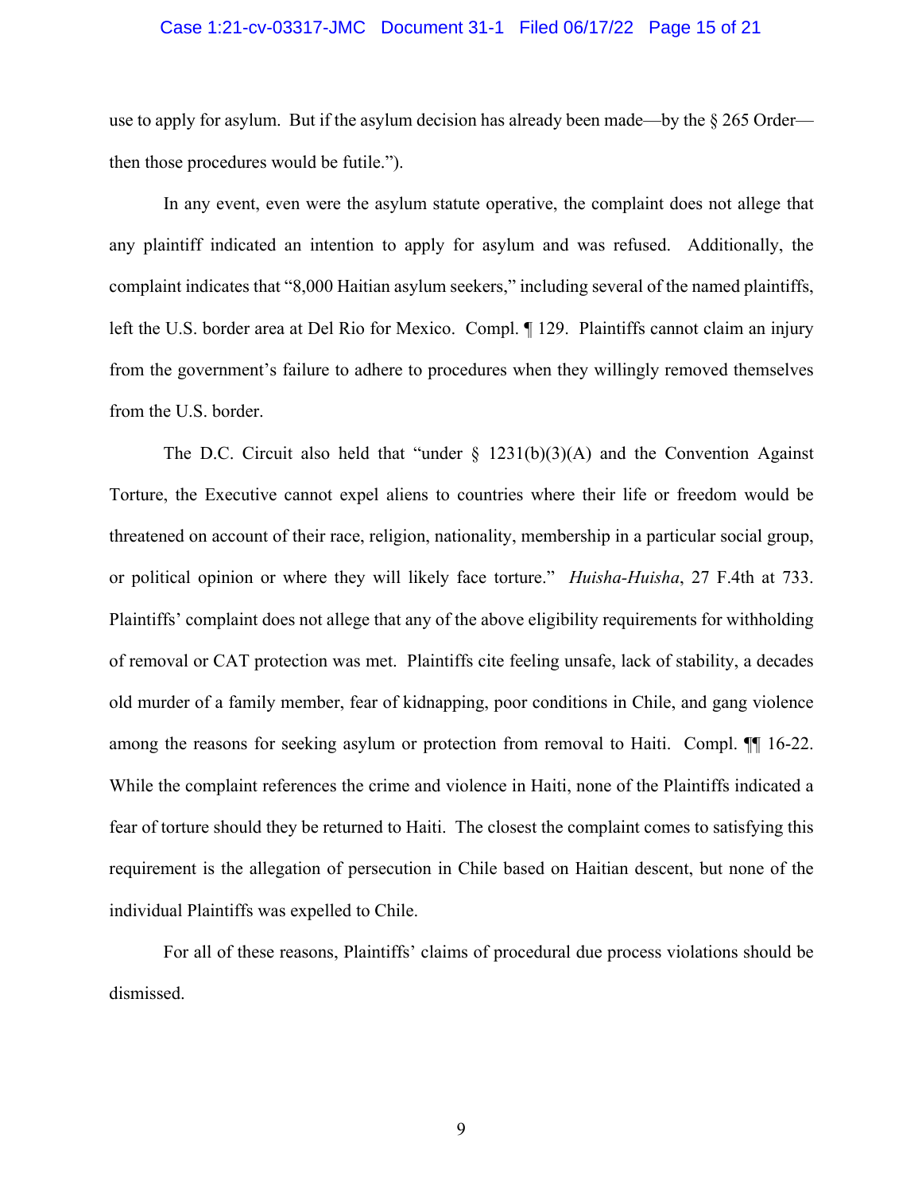use to apply for asylum. But if the asylum decision has already been made—by the § 265 Order—then those procedures would be futile.").

In any event, even were the asylum statute operative, the complaint does not allege that any plaintiff indicated an intention to apply for asylum and was refused. Additionally, the complaint indicates that "8,000 Haitian asylum seekers," including several of the named plaintiffs, left the U.S. border area at Del Rio for Mexico. Compl. ¶ 129. Plaintiffs cannot claim an injury from the government's failure to adhere to procedures when they willingly removed themselves from the U.S. border.

The D.C. Circuit also held that "under § 1231(b)(3)(A) and the Convention Against Torture, the Executive cannot expel aliens to countries where their life or freedom would be threatened on account of their race, religion, nationality, membership in a particular social group, or political opinion or where they will likely face torture." *Huisha-Huisha*, 27 F.4th at 733. Plaintiffs' complaint does not allege that any of the above eligibility requirements for withholding of removal or CAT protection was met. Plaintiffs cite feeling unsafe, lack of stability, a decades old murder of a family member, fear of kidnapping, poor conditions in Chile, and gang violence among the reasons for seeking asylum or protection from removal to Haiti. Compl. ¶¶ 16-22. While the complaint references the crime and violence in Haiti, none of the Plaintiffs indicated a fear of torture should they be returned to Haiti. The closest the complaint comes to satisfying this requirement is the allegation of persecution in Chile based on Haitian descent, but none of the individual Plaintiffs was expelled to Chile.

For all of these reasons, Plaintiffs' claims of procedural due process violations should be dismissed.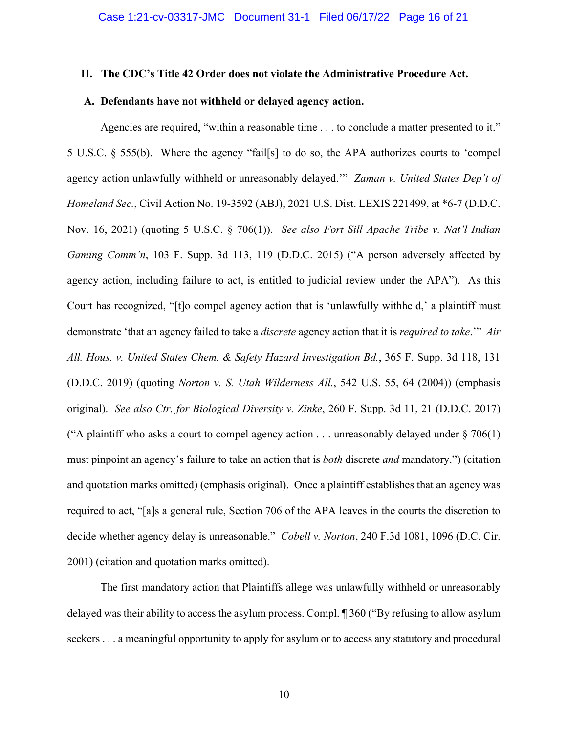## II. The CDC's Title 42 Order does not violate the Administrative Procedure Act.

### A. Defendants have not withheld or delayed agency action.

Agencies are required, "within a reasonable time . . . to conclude a matter presented to it." 5 U.S.C. § 555(b). Where the agency "fail[s] to do so, the APA authorizes courts to 'compel agency action unlawfully withheld or unreasonably delayed.'" *Zaman v. United States Dep't of Homeland Sec.*, Civil Action No. 19-3592 (ABJ), 2021 U.S. Dist. LEXIS 221499, at *6-7 (D.D.C. Nov. 16, 2021) (quoting 5 U.S.C. § 706(1)). *See also Fort Sill Apache Tribe v. Nat'l Indian Gaming Comm'n*, 103 F. Supp. 3d 113, 119 (D.D.C. 2015) ("A person adversely affected by agency action, including failure to act, is entitled to judicial review under the APA"). As this Court has recognized, "[t]o compel agency action that is 'unlawfully withheld,' a plaintiff must demonstrate 'that an agency failed to take a *discrete* agency action that it is *required to take*.'" *Air All. Hous. v. United States Chem. & Safety Hazard Investigation Bd.*, 365 F. Supp. 3d 118, 131 (D.D.C. 2019) (quoting *Norton v. S. Utah Wilderness All.*, 542 U.S. 55, 64 (2004)) (emphasis original). *See also Ctr. for Biological Diversity v. Zinke*, 260 F. Supp. 3d 11, 21 (D.D.C. 2017) ("A plaintiff who asks a court to compel agency action . . . unreasonably delayed under § 706(1) must pinpoint an agency's failure to take an action that is *both* discrete *and* mandatory.") (citation and quotation marks omitted) (emphasis original). Once a plaintiff establishes that an agency was required to act, "[a]s a general rule, Section 706 of the APA leaves in the courts the discretion to decide whether agency delay is unreasonable." *Cobell v. Norton*, 240 F.3d 1081, 1096 (D.C. Cir. 2001) (citation and quotation marks omitted).

The first mandatory action that Plaintiffs allege was unlawfully withheld or unreasonably delayed was their ability to access the asylum process. Compl. ¶ 360 ("By refusing to allow asylum seekers . . . a meaningful opportunity to apply for asylum or to access any statutory and procedural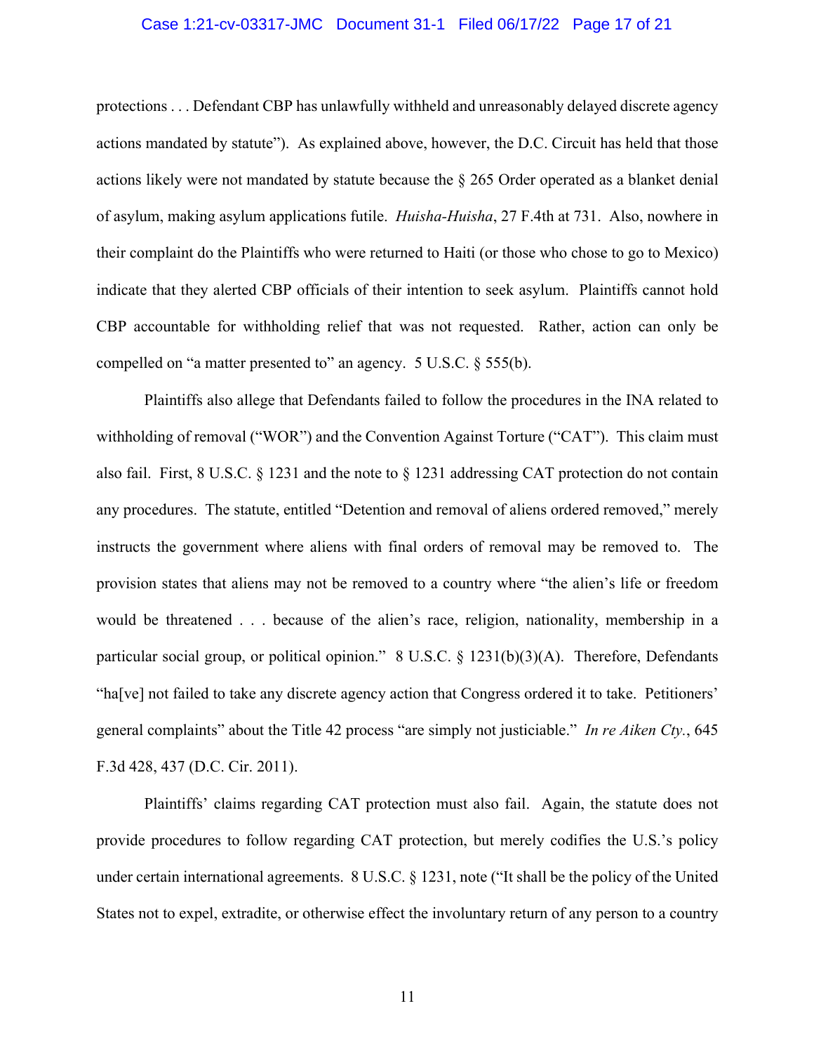protections . . . Defendant CBP has unlawfully withheld and unreasonably delayed discrete agency actions mandated by statute"). As explained above, however, the D.C. Circuit has held that those actions likely were not mandated by statute because the § 265 Order operated as a blanket denial of asylum, making asylum applications futile. *Huisha-Huisha*, 27 F.4th at 731. Also, nowhere in their complaint do the Plaintiffs who were returned to Haiti (or those who chose to go to Mexico) indicate that they alerted CBP officials of their intention to seek asylum. Plaintiffs cannot hold CBP accountable for withholding relief that was not requested. Rather, action can only be compelled on "a matter presented to" an agency. 5 U.S.C. § 555(b).

Plaintiffs also allege that Defendants failed to follow the procedures in the INA related to withholding of removal ("WOR") and the Convention Against Torture ("CAT"). This claim must also fail. First, 8 U.S.C. § 1231 and the note to § 1231 addressing CAT protection do not contain any procedures. The statute, entitled "Detention and removal of aliens ordered removed," merely instructs the government where aliens with final orders of removal may be removed to. The provision states that aliens may not be removed to a country where "the alien's life or freedom would be threatened . . . because of the alien's race, religion, nationality, membership in a particular social group, or political opinion." 8 U.S.C. § 1231(b)(3)(A). Therefore, Defendants "ha[ve] not failed to take any discrete agency action that Congress ordered it to take. Petitioners' general complaints" about the Title 42 process "are simply not justiciable." *In re Aiken Cty.*, 645 F.3d 428, 437 (D.C. Cir. 2011).

Plaintiffs' claims regarding CAT protection must also fail. Again, the statute does not provide procedures to follow regarding CAT protection, but merely codifies the U.S.'s policy under certain international agreements. 8 U.S.C. § 1231, note ("It shall be the policy of the United States not to expel, extradite, or otherwise effect the involuntary return of any person to a country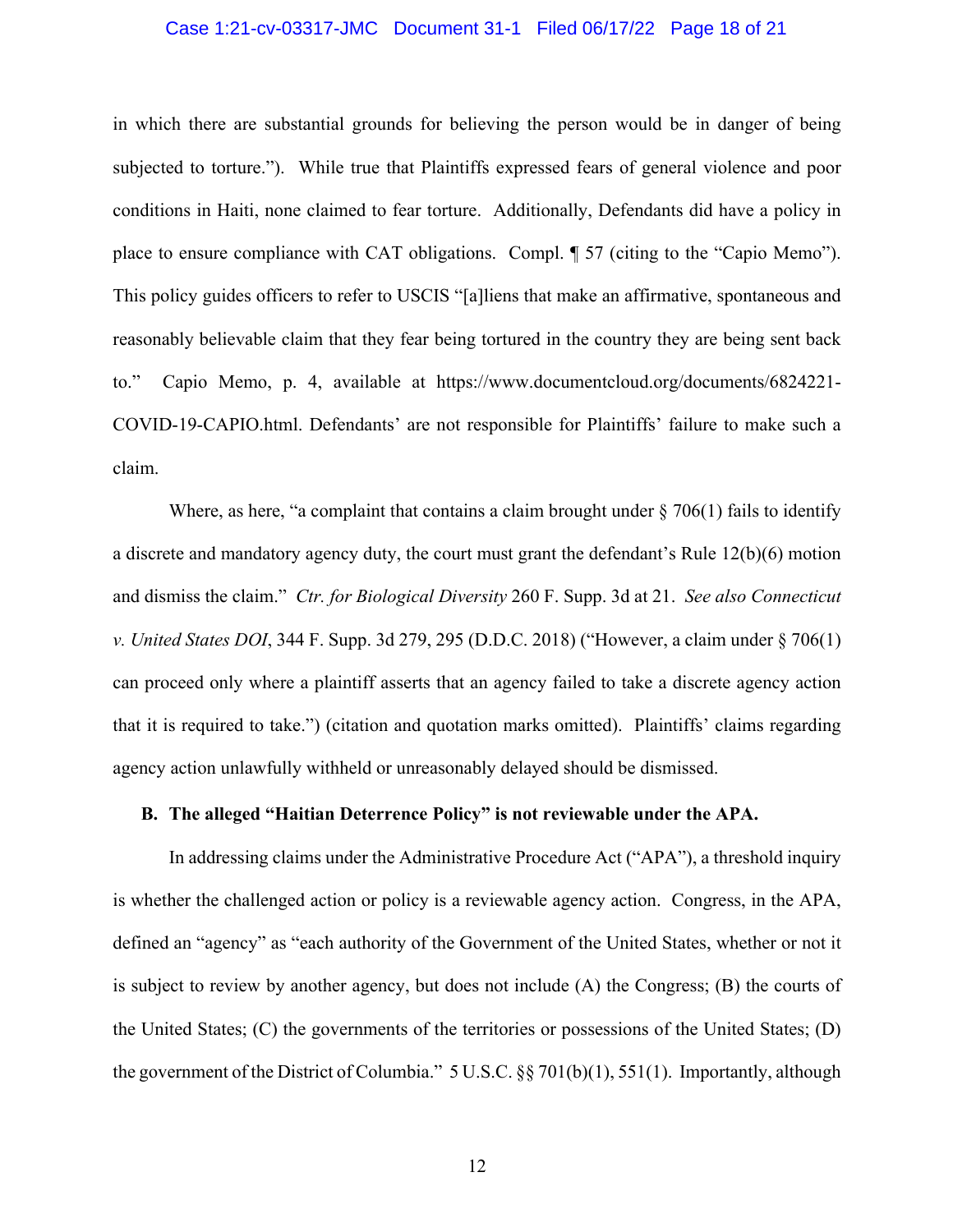in which there are substantial grounds for believing the person would be in danger of being subjected to torture."). While true that Plaintiffs expressed fears of general violence and poor conditions in Haiti, none claimed to fear torture. Additionally, Defendants did have a policy in place to ensure compliance with CAT obligations. Compl. ¶ 57 (citing to the "Capio Memo"). This policy guides officers to refer to USCIS "[a]liens that make an affirmative, spontaneous and reasonably believable claim that they fear being tortured in the country they are being sent back to." Capio Memo, p. 4, available at https://www.documentcloud.org/documents/6824221-COVID-19-CAPIO.html. Defendants' are not responsible for Plaintiffs' failure to make such a claim.

Where, as here, "a complaint that contains a claim brought under § 706(1) fails to identify a discrete and mandatory agency duty, the court must grant the defendant's Rule 12(b)(6) motion and dismiss the claim." *Ctr. for Biological Diversity* 260 F. Supp. 3d at 21. *See also Connecticut v. United States DOI*, 344 F. Supp. 3d 279, 295 (D.D.C. 2018) ("However, a claim under § 706(1) can proceed only where a plaintiff asserts that an agency failed to take a discrete agency action that it is required to take.") (citation and quotation marks omitted). Plaintiffs' claims regarding agency action unlawfully withheld or unreasonably delayed should be dismissed.

**B. The alleged "Haitian Deterrence Policy" is not reviewable under the APA.**

In addressing claims under the Administrative Procedure Act ("APA"), a threshold inquiry is whether the challenged action or policy is a reviewable agency action. Congress, in the APA, defined an "agency" as "each authority of the Government of the United States, whether or not it is subject to review by another agency, but does not include (A) the Congress; (B) the courts of the United States; (C) the governments of the territories or possessions of the United States; (D) the government of the District of Columbia." 5 U.S.C. §§ 701(b)(1), 551(1). Importantly, although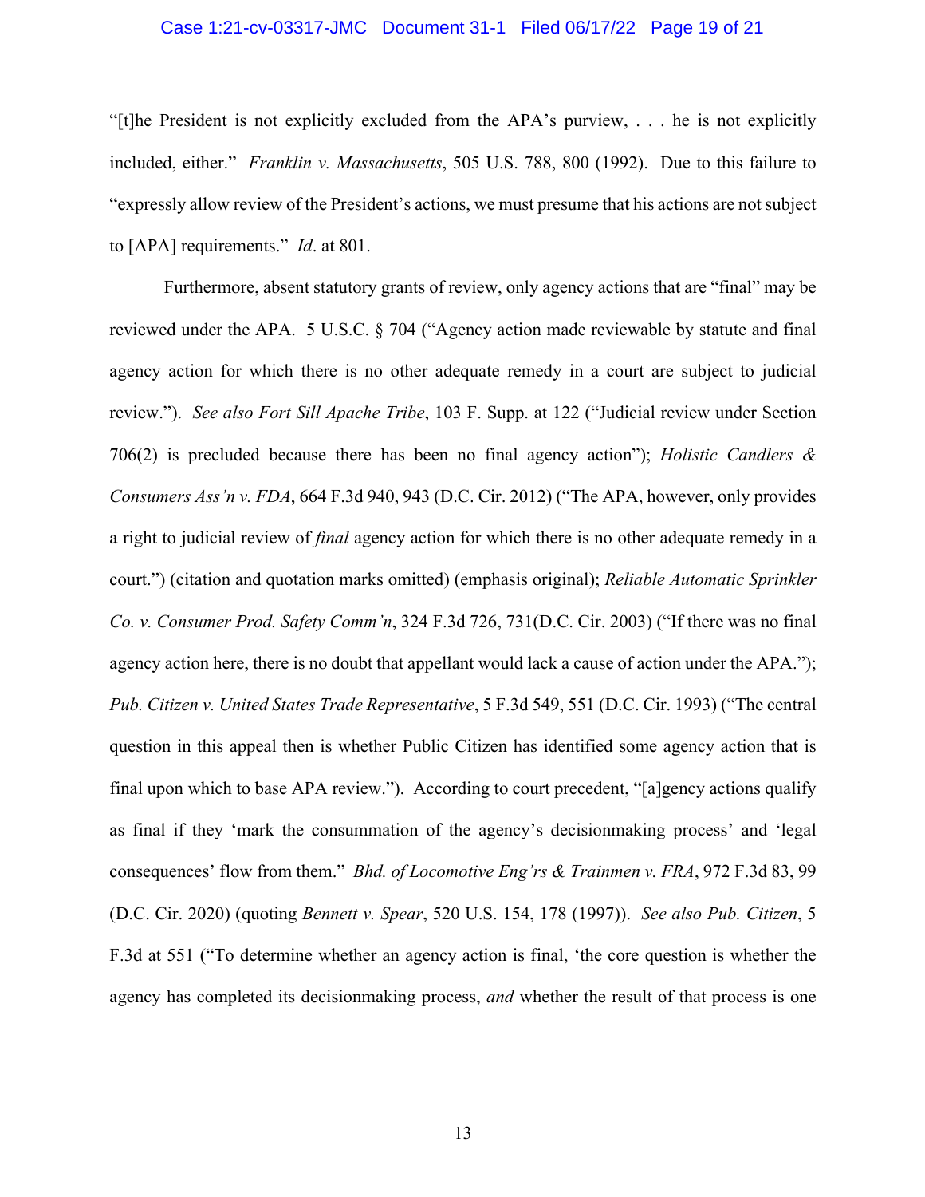"[t]he President is not explicitly excluded from the APA's purview, . . . he is not explicitly included, either." *Franklin v. Massachusetts*, 505 U.S. 788, 800 (1992). Due to this failure to "expressly allow review of the President's actions, we must presume that his actions are not subject to [APA] requirements." *Id*. at 801.

Furthermore, absent statutory grants of review, only agency actions that are "final" may be reviewed under the APA. 5 U.S.C. § 704 ("Agency action made reviewable by statute and final agency action for which there is no other adequate remedy in a court are subject to judicial review."). *See also Fort Sill Apache Tribe*, 103 F. Supp. at 122 ("Judicial review under Section 706(2) is precluded because there has been no final agency action"); *Holistic Candlers & Consumers Ass'n v. FDA*, 664 F.3d 940, 943 (D.C. Cir. 2012) ("The APA, however, only provides a right to judicial review of *final* agency action for which there is no other adequate remedy in a court.") (citation and quotation marks omitted) (emphasis original); *Reliable Automatic Sprinkler Co. v. Consumer Prod. Safety Comm'n*, 324 F.3d 726, 731(D.C. Cir. 2003) ("If there was no final agency action here, there is no doubt that appellant would lack a cause of action under the APA."); *Pub. Citizen v. United States Trade Representative*, 5 F.3d 549, 551 (D.C. Cir. 1993) ("The central question in this appeal then is whether Public Citizen has identified some agency action that is final upon which to base APA review."). According to court precedent, "[a]gency actions qualify as final if they 'mark the consummation of the agency's decisionmaking process' and 'legal consequences' flow from them." *Bhd. of Locomotive Eng'rs & Trainmen v. FRA*, 972 F.3d 83, 99 (D.C. Cir. 2020) (quoting *Bennett v. Spear*, 520 U.S. 154, 178 (1997)). *See also Pub. Citizen*, 5 F.3d at 551 ("To determine whether an agency action is final, 'the core question is whether the agency has completed its decisionmaking process, *and* whether the result of that process is one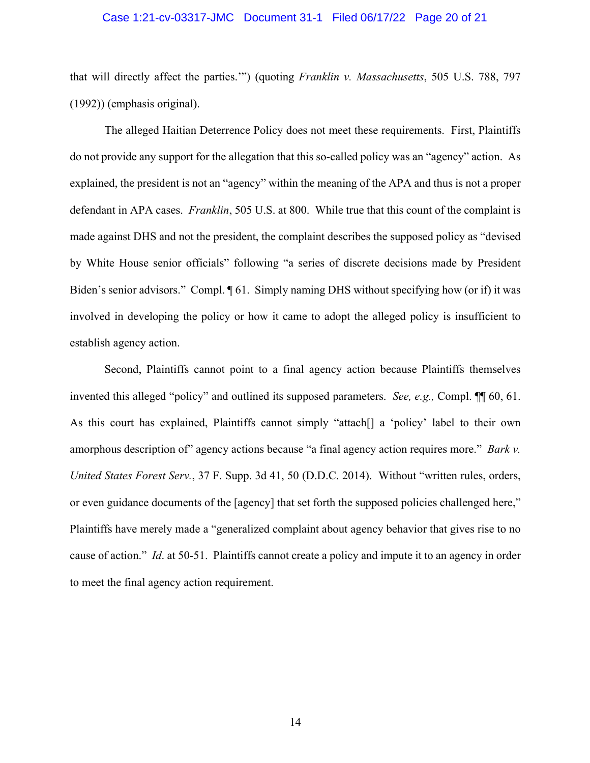that will directly affect the parties.'") (quoting *Franklin v. Massachusetts*, 505 U.S. 788, 797 (1992)) (emphasis original).

The alleged Haitian Deterrence Policy does not meet these requirements. First, Plaintiffs do not provide any support for the allegation that this so-called policy was an "agency" action. As explained, the president is not an "agency" within the meaning of the APA and thus is not a proper defendant in APA cases. *Franklin*, 505 U.S. at 800. While true that this count of the complaint is made against DHS and not the president, the complaint describes the supposed policy as "devised by White House senior officials" following "a series of discrete decisions made by President Biden's senior advisors." Compl. ¶ 61. Simply naming DHS without specifying how (or if) it was involved in developing the policy or how it came to adopt the alleged policy is insufficient to establish agency action.

Second, Plaintiffs cannot point to a final agency action because Plaintiffs themselves invented this alleged "policy" and outlined its supposed parameters. *See, e.g.,* Compl. ¶¶ 60, 61. As this court has explained, Plaintiffs cannot simply "attach[] a 'policy' label to their own amorphous description of" agency actions because "a final agency action requires more." *Bark v. United States Forest Serv.*, 37 F. Supp. 3d 41, 50 (D.D.C. 2014). Without "written rules, orders, or even guidance documents of the [agency] that set forth the supposed policies challenged here," Plaintiffs have merely made a "generalized complaint about agency behavior that gives rise to no cause of action." *Id*. at 50-51. Plaintiffs cannot create a policy and impute it to an agency in order to meet the final agency action requirement.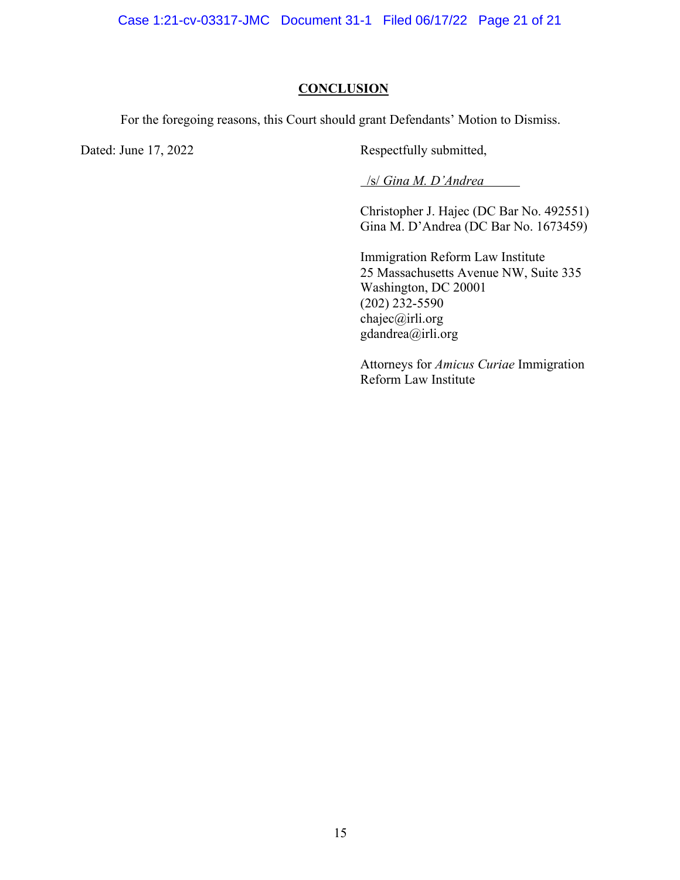## CONCLUSION

For the foregoing reasons, this Court should grant Defendants' Motion to Dismiss.

Dated: June 17, 2022

Respectfully submitted,

/s/ *Gina M. D'Andrea*

Christopher J. Hajec (DC Bar No. 492551)
Gina M. D'Andrea (DC Bar No. 1673459)

Immigration Reform Law Institute
25 Massachusetts Avenue NW, Suite 335
Washington, DC 20001
(202) 232-5590
chajec@irli.org
gdandrea@irli.org

Attorneys for *Amicus Curiae* Immigration Reform Law Institute